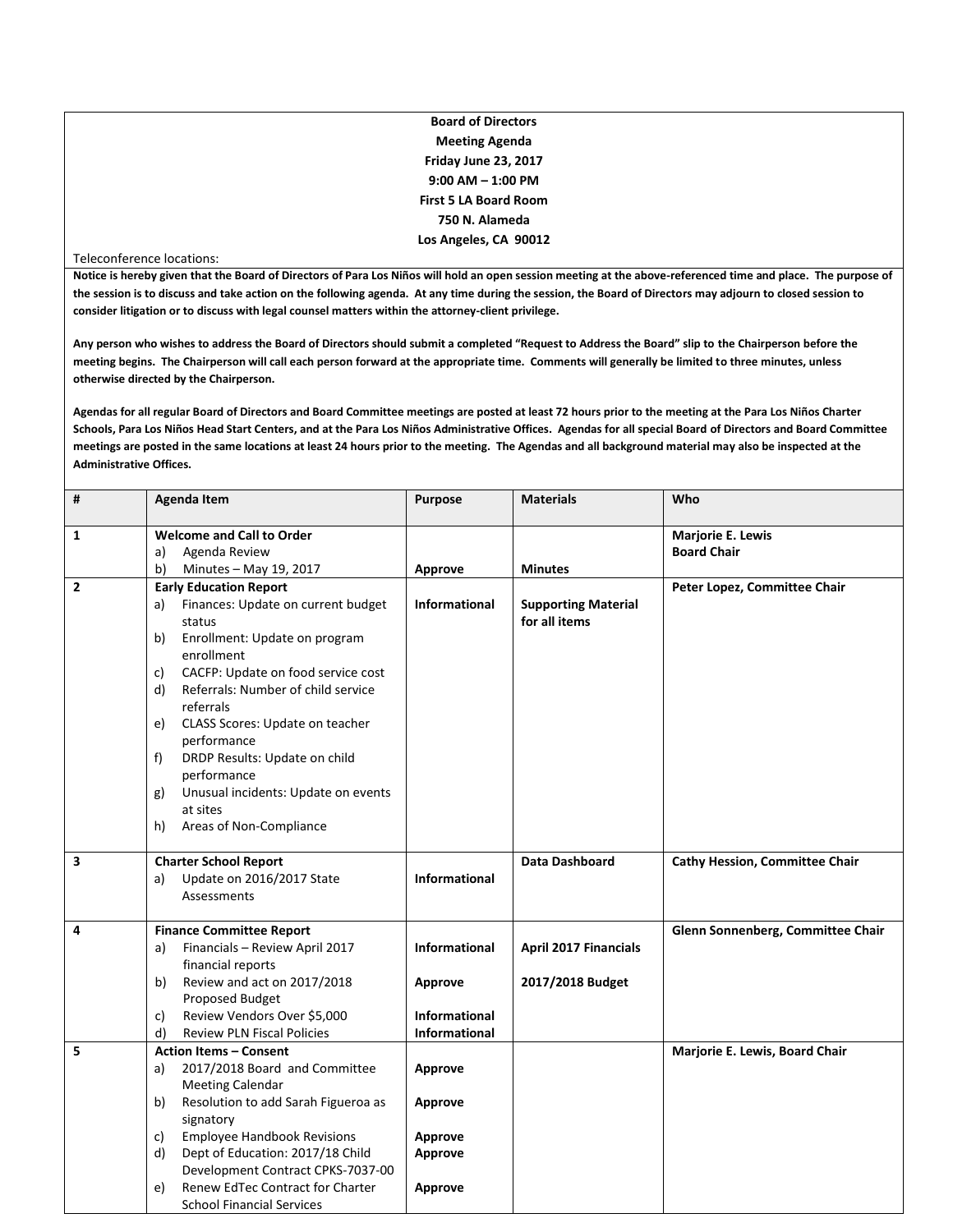**Board of Directors**
**Meeting Agenda**
**Friday June 23, 2017**
**9:00 AM – 1:00 PM**
**First 5 LA Board Room**
**750 N. Alameda**
**Los Angeles, CA 90012**

Teleconference locations:

**Notice is hereby given that the Board of Directors of Para Los Niños will hold an open session meeting at the above-referenced time and place. The purpose of the session is to discuss and take action on the following agenda. At any time during the session, the Board of Directors may adjourn to closed session to consider litigation or to discuss with legal counsel matters within the attorney-client privilege.**

**Any person who wishes to address the Board of Directors should submit a completed "Request to Address the Board" slip to the Chairperson before the meeting begins. The Chairperson will call each person forward at the appropriate time. Comments will generally be limited to three minutes, unless otherwise directed by the Chairperson.**

**Agendas for all regular Board of Directors and Board Committee meetings are posted at least 72 hours prior to the meeting at the Para Los Niños Charter Schools, Para Los Niños Head Start Centers, and at the Para Los Niños Administrative Offices. Agendas for all special Board of Directors and Board Committee meetings are posted in the same locations at least 24 hours prior to the meeting. The Agendas and all background material may also be inspected at the Administrative Offices.**

| # | Agenda Item | Purpose | Materials | Who |
|---|---|---|---|---|
| 1 | **Welcome and Call to Order**<br>a) Agenda Review<br>b) Minutes – May 19, 2017 | <br><br>**Approve** | <br><br>**Minutes** | **Marjorie E. Lewis**<br>**Board Chair** |
| 2 | **Early Education Report**<br>a) Finances: Update on current budget status<br>b) Enrollment: Update on program enrollment<br>c) CACFP: Update on food service cost<br>d) Referrals: Number of child service referrals<br>e) CLASS Scores: Update on teacher performance<br>f) DRDP Results: Update on child performance<br>g) Unusual incidents: Update on events at sites<br>h) Areas of Non-Compliance | **Informational** | **Supporting Material for all items** | **Peter Lopez, Committee Chair** |
| 3 | **Charter School Report**<br>a) Update on 2016/2017 State Assessments | **Informational** | **Data Dashboard** | **Cathy Hession, Committee Chair** |
| 4 | **Finance Committee Report**<br>a) Financials – Review April 2017 financial reports<br>b) Review and act on 2017/2018 Proposed Budget<br>c) Review Vendors Over $5,000<br>d) Review PLN Fiscal Policies | **Informational**<br><br>**Approve**<br><br>**Informational**<br>**Informational** | **April 2017 Financials**<br><br>**2017/2018 Budget** | **Glenn Sonnenberg, Committee Chair** |
| 5 | **Action Items – Consent**<br>a) 2017/2018 Board and Committee Meeting Calendar<br>b) Resolution to add Sarah Figueroa as signatory<br>c) Employee Handbook Revisions<br>d) Dept of Education: 2017/18 Child Development Contract CPKS-7037-00<br>e) Renew EdTec Contract for Charter School Financial Services | <br>**Approve**<br><br>**Approve**<br><br>**Approve**<br>**Approve**<br><br>**Approve** | | **Marjorie E. Lewis, Board Chair** |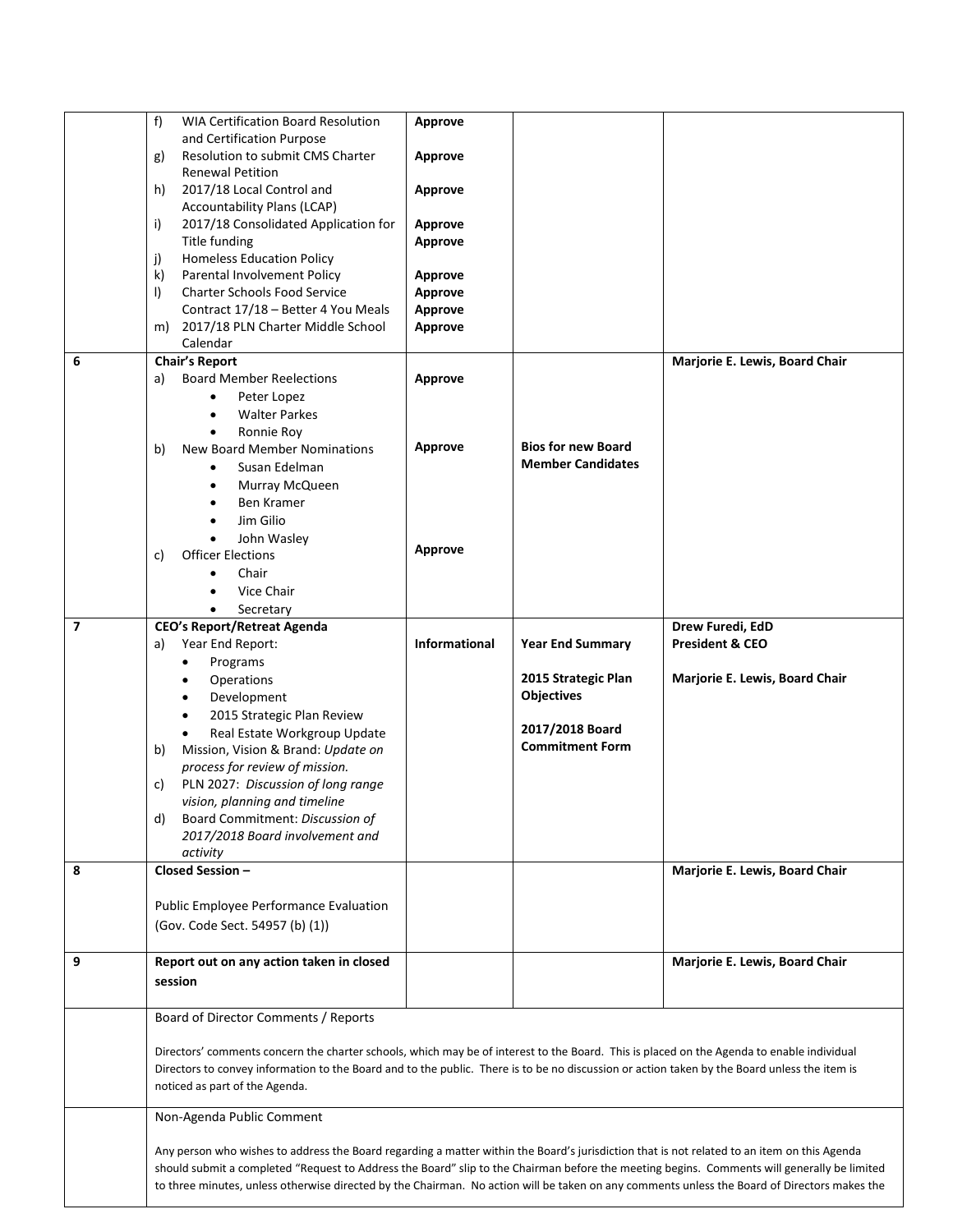| | | | | |
|---|---|---|---|---|
| | f) WIA Certification Board Resolution and Certification Purpose<br>g) Resolution to submit CMS Charter Renewal Petition<br>h) 2017/18 Local Control and Accountability Plans (LCAP)<br>i) 2017/18 Consolidated Application for Title funding<br>j) Homeless Education Policy<br>k) Parental Involvement Policy<br>l) Charter Schools Food Service Contract 17/18 – Better 4 You Meals<br>m) 2017/18 PLN Charter Middle School Calendar | **Approve**<br>**Approve**<br>**Approve**<br>**Approve**<br>**Approve**<br>**Approve**<br>**Approve**<br>**Approve**<br>**Approve** | | |
| **6** | **Chair's Report**<br>a) Board Member Reelections<br>• Peter Lopez<br>• Walter Parkes<br>• Ronnie Roy<br>b) New Board Member Nominations<br>• Susan Edelman<br>• Murray McQueen<br>• Ben Kramer<br>• Jim Gilio<br>• John Wasley<br>c) Officer Elections<br>• Chair<br>• Vice Chair<br>• Secretary | **Approve**<br><br>**Approve**<br><br>**Approve** | **Bios for new Board Member Candidates** | **Marjorie E. Lewis, Board Chair** |
| **7** | **CEO's Report/Retreat Agenda**<br>a) Year End Report:<br>• Programs<br>• Operations<br>• Development<br>• 2015 Strategic Plan Review<br>• Real Estate Workgroup Update<br>b) Mission, Vision & Brand: *Update on process for review of mission.*<br>c) PLN 2027: *Discussion of long range vision, planning and timeline*<br>d) Board Commitment: *Discussion of 2017/2018 Board involvement and activity* | **Informational** | **Year End Summary**<br><br>**2015 Strategic Plan Objectives**<br><br>**2017/2018 Board Commitment Form** | **Drew Furedi, EdD**<br>**President & CEO**<br><br>**Marjorie E. Lewis, Board Chair** |
| **8** | **Closed Session –**<br><br>Public Employee Performance Evaluation (Gov. Code Sect. 54957 (b) (1)) | | | **Marjorie E. Lewis, Board Chair** |
| **9** | **Report out on any action taken in closed session** | | | **Marjorie E. Lewis, Board Chair** |
| | Board of Director Comments / Reports<br><br>Directors' comments concern the charter schools, which may be of interest to the Board. This is placed on the Agenda to enable individual Directors to convey information to the Board and to the public. There is to be no discussion or action taken by the Board unless the item is noticed as part of the Agenda. | | | |
| | Non-Agenda Public Comment<br><br>Any person who wishes to address the Board regarding a matter within the Board's jurisdiction that is not related to an item on this Agenda should submit a completed "Request to Address the Board" slip to the Chairman before the meeting begins. Comments will generally be limited to three minutes, unless otherwise directed by the Chairman. No action will be taken on any comments unless the Board of Directors makes the | | | |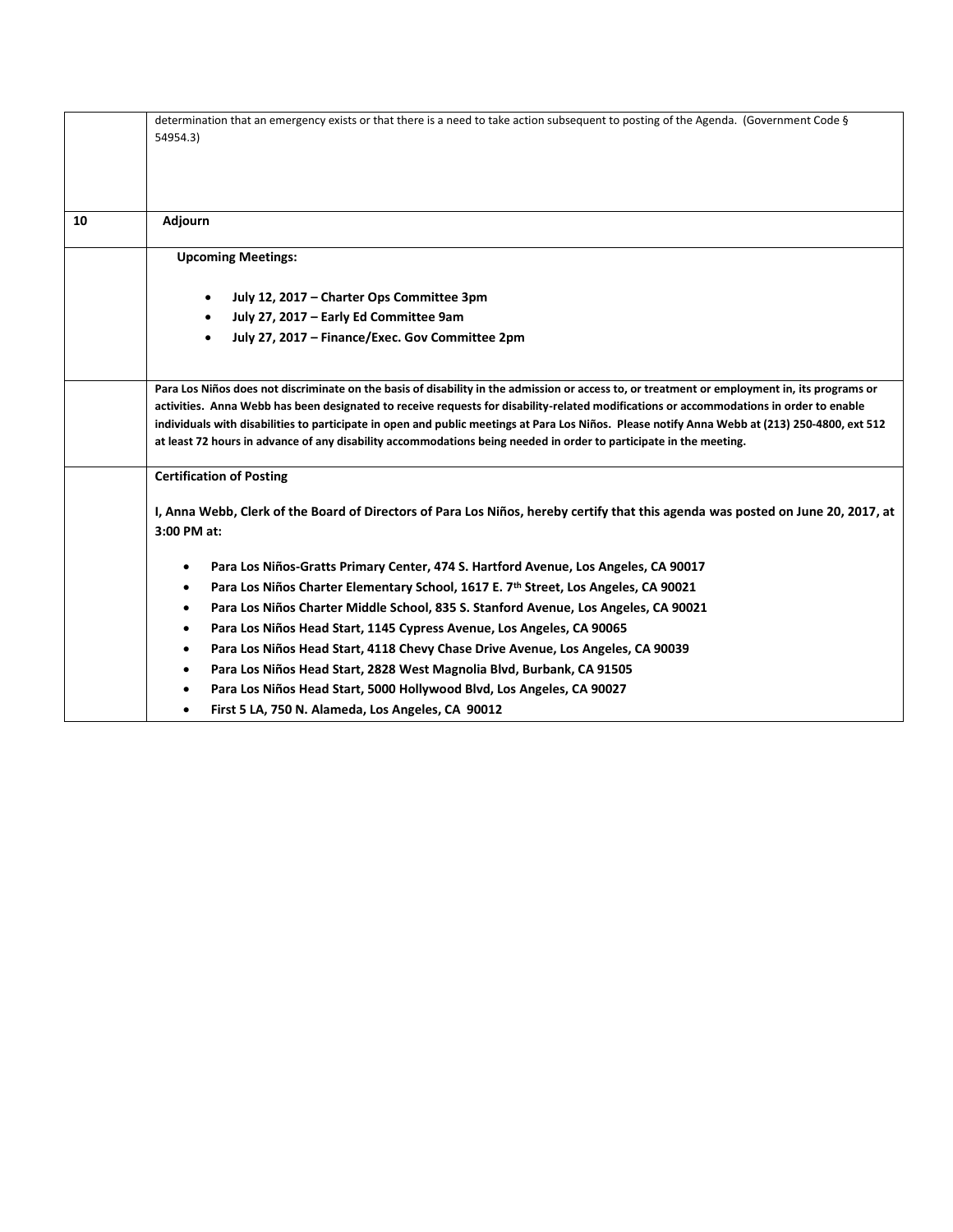| | |
|---|---|
| | determination that an emergency exists or that there is a need to take action subsequent to posting of the Agenda. (Government Code § 54954.3) |
| **10** | **Adjourn** |
| | **Upcoming Meetings:**<br><br>• **July 12, 2017 – Charter Ops Committee 3pm**<br>• **July 27, 2017 – Early Ed Committee 9am**<br>• **July 27, 2017 – Finance/Exec. Gov Committee 2pm** |
| | **Para Los Niños does not discriminate on the basis of disability in the admission or access to, or treatment or employment in, its programs or activities. Anna Webb has been designated to receive requests for disability-related modifications or accommodations in order to enable individuals with disabilities to participate in open and public meetings at Para Los Niños. Please notify Anna Webb at (213) 250-4800, ext 512 at least 72 hours in advance of any disability accommodations being needed in order to participate in the meeting.** |
| | **Certification of Posting**<br><br>**I, Anna Webb, Clerk of the Board of Directors of Para Los Niños, hereby certify that this agenda was posted on June 20, 2017, at 3:00 PM at:**<br><br>• **Para Los Niños-Gratts Primary Center, 474 S. Hartford Avenue, Los Angeles, CA 90017**<br>• **Para Los Niños Charter Elementary School, 1617 E. 7th Street, Los Angeles, CA 90021**<br>• **Para Los Niños Charter Middle School, 835 S. Stanford Avenue, Los Angeles, CA 90021**<br>• **Para Los Niños Head Start, 1145 Cypress Avenue, Los Angeles, CA 90065**<br>• **Para Los Niños Head Start, 4118 Chevy Chase Drive Avenue, Los Angeles, CA 90039**<br>• **Para Los Niños Head Start, 2828 West Magnolia Blvd, Burbank, CA 91505**<br>• **Para Los Niños Head Start, 5000 Hollywood Blvd, Los Angeles, CA 90027**<br>• **First 5 LA, 750 N. Alameda, Los Angeles, CA 90012** |